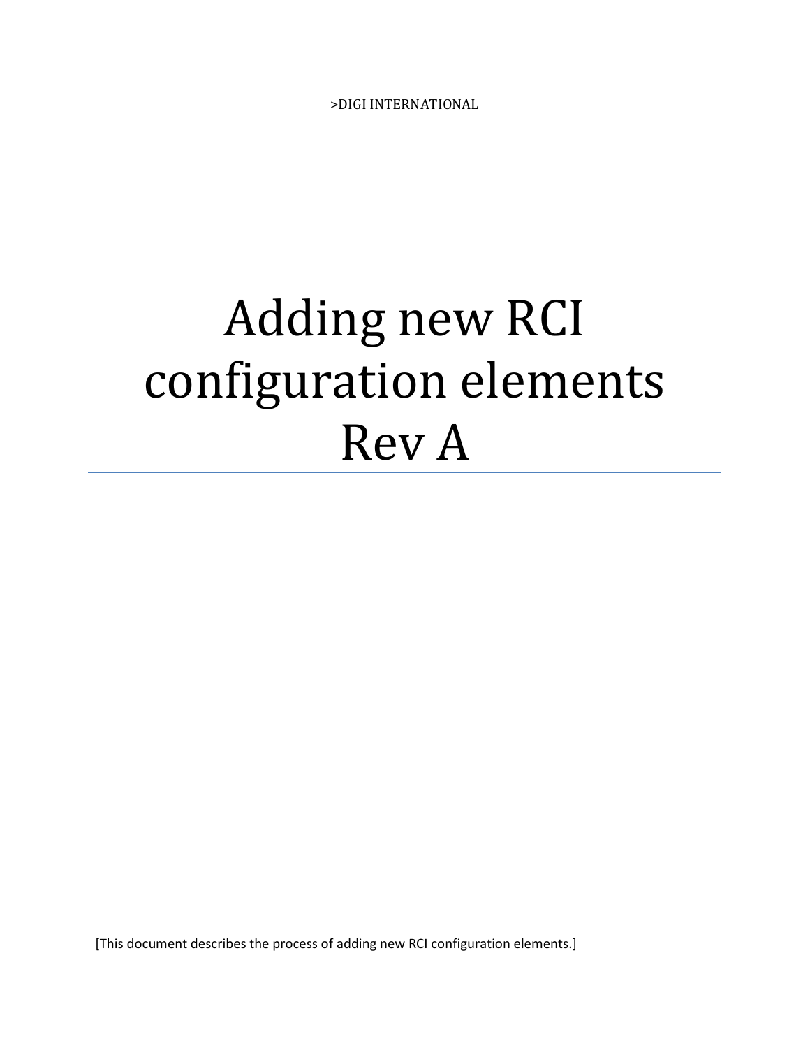>DIGI INTERNATIONAL

# Adding new RCI configuration elements Rev A

[This document describes the process of adding new RCI configuration elements.]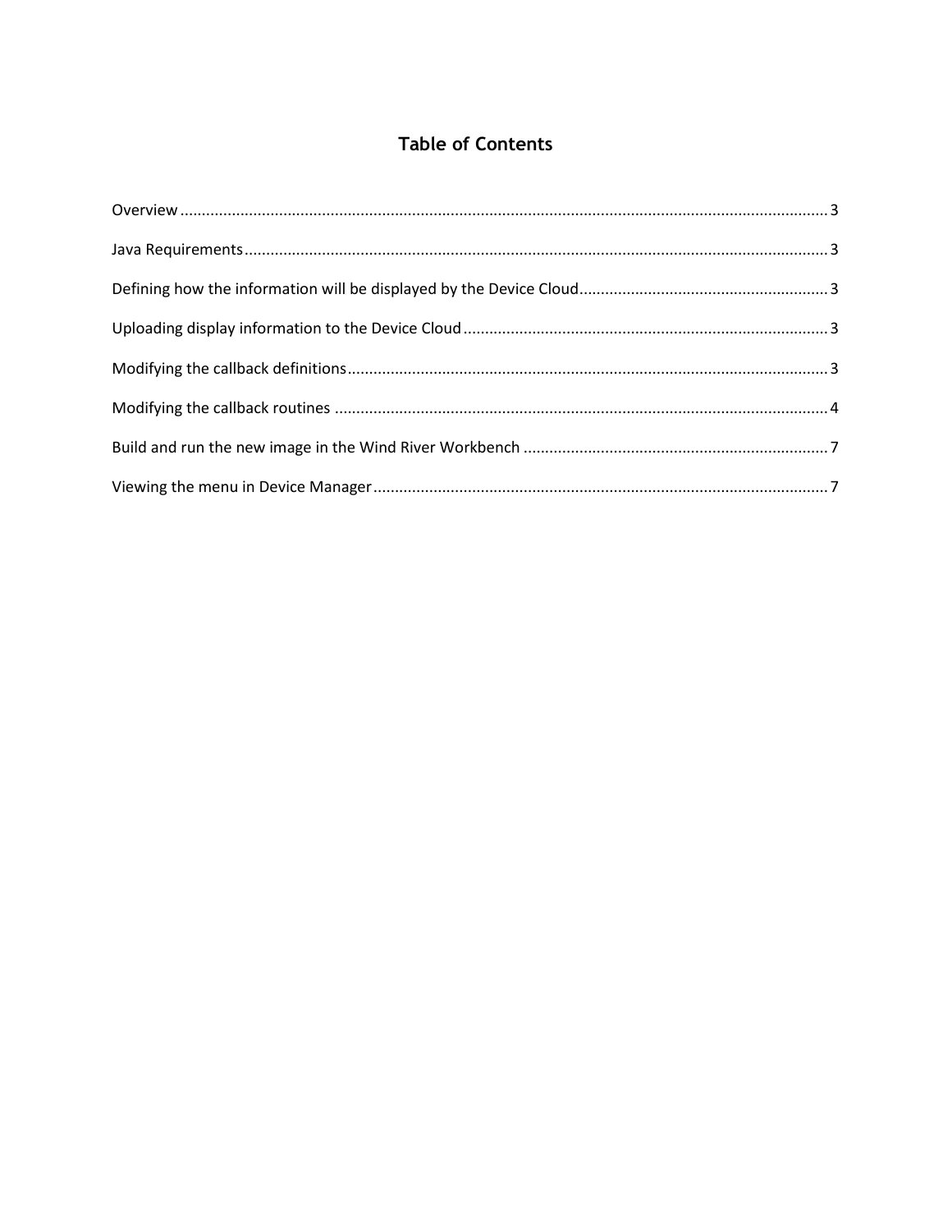# Table of Contents

Overview ........................................................................................................................................ 3

Java Requirements ........................................................................................................................ 3

Defining how the information will be displayed by the Device Cloud ........................................... 3

Uploading display information to the Device Cloud ...................................................................... 3

Modifying the callback definitions ................................................................................................. 3

Modifying the callback routines ..................................................................................................... 4

Build and run the new image in the Wind River Workbench ........................................................ 7

Viewing the menu in Device Manager ........................................................................................... 7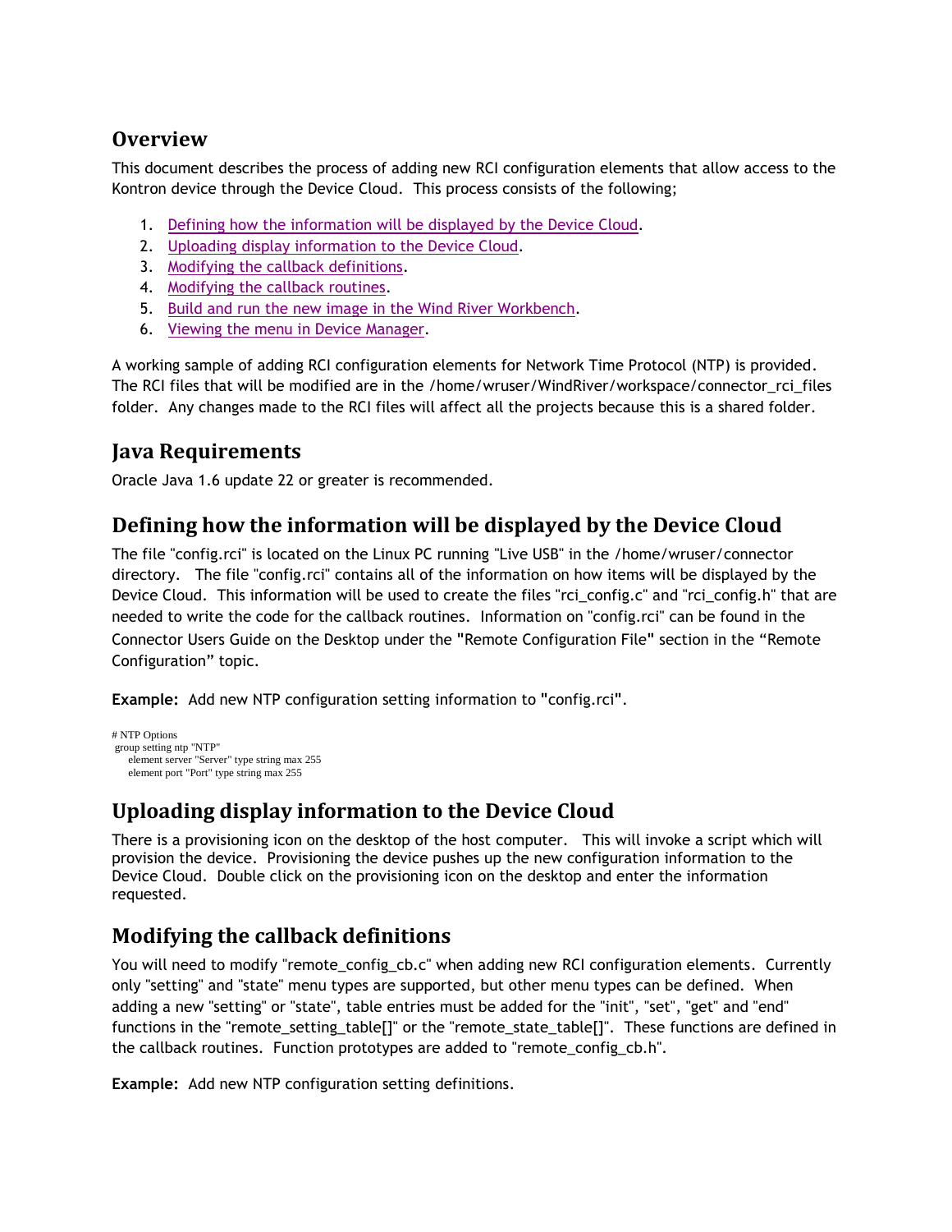## Overview

This document describes the process of adding new RCI configuration elements that allow access to the Kontron device through the Device Cloud. This process consists of the following;

1. Defining how the information will be displayed by the Device Cloud.
2. Uploading display information to the Device Cloud.
3. Modifying the callback definitions.
4. Modifying the callback routines.
5. Build and run the new image in the Wind River Workbench.
6. Viewing the menu in Device Manager.

A working sample of adding RCI configuration elements for Network Time Protocol (NTP) is provided. The RCI files that will be modified are in the /home/wruser/WindRiver/workspace/connector_rci_files folder. Any changes made to the RCI files will affect all the projects because this is a shared folder.

## Java Requirements

Oracle Java 1.6 update 22 or greater is recommended.

## Defining how the information will be displayed by the Device Cloud

The file "config.rci" is located on the Linux PC running "Live USB" in the /home/wruser/connector directory. The file "config.rci" contains all of the information on how items will be displayed by the Device Cloud. This information will be used to create the files "rci_config.c" and "rci_config.h" that are needed to write the code for the callback routines. Information on "config.rci" can be found in the Connector Users Guide on the Desktop under the "Remote Configuration File" section in the "Remote Configuration" topic.

**Example:** Add new NTP configuration setting information to "config.rci".

```
# NTP Options
 group setting ntp "NTP"
    element server "Server" type string max 255
    element port "Port" type string max 255
```

## Uploading display information to the Device Cloud

There is a provisioning icon on the desktop of the host computer. This will invoke a script which will provision the device. Provisioning the device pushes up the new configuration information to the Device Cloud. Double click on the provisioning icon on the desktop and enter the information requested.

## Modifying the callback definitions

You will need to modify "remote_config_cb.c" when adding new RCI configuration elements. Currently only "setting" and "state" menu types are supported, but other menu types can be defined. When adding a new "setting" or "state", table entries must be added for the "init", "set", "get" and "end" functions in the "remote_setting_table[]" or the "remote_state_table[]". These functions are defined in the callback routines. Function prototypes are added to "remote_config_cb.h".

**Example:** Add new NTP configuration setting definitions.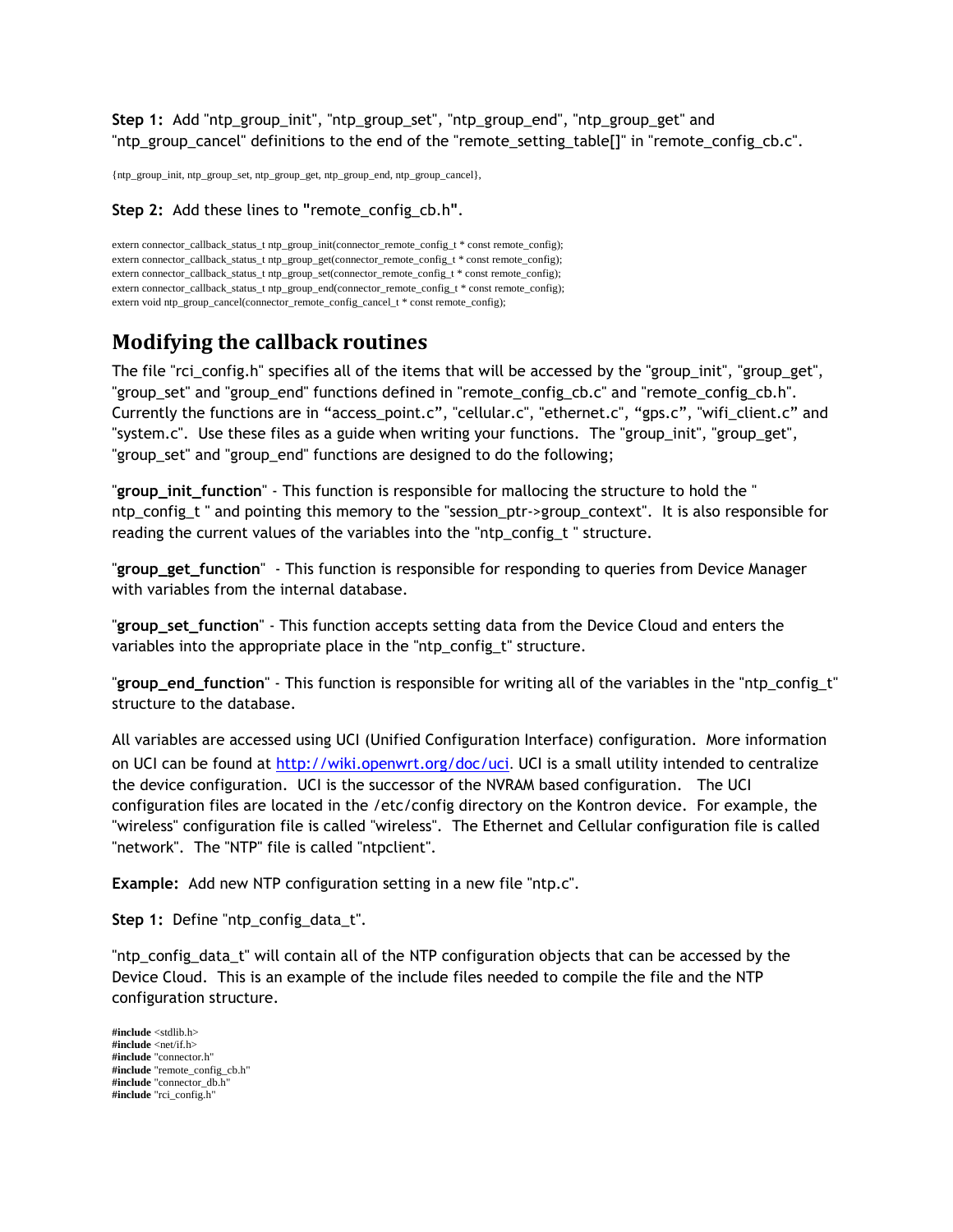**Step 1:** Add "ntp_group_init", "ntp_group_set", "ntp_group_end", "ntp_group_get" and "ntp_group_cancel" definitions to the end of the "remote_setting_table[]" in "remote_config_cb.c".

```
{ntp_group_init, ntp_group_set, ntp_group_get, ntp_group_end, ntp_group_cancel},
```

**Step 2:** Add these lines to "remote_config_cb.h".

```
extern connector_callback_status_t ntp_group_init(connector_remote_config_t * const remote_config);
extern connector_callback_status_t ntp_group_get(connector_remote_config_t * const remote_config);
extern connector_callback_status_t ntp_group_set(connector_remote_config_t * const remote_config);
extern connector_callback_status_t ntp_group_end(connector_remote_config_t * const remote_config);
extern void ntp_group_cancel(connector_remote_config_cancel_t * const remote_config);
```

## Modifying the callback routines

The file "rci_config.h" specifies all of the items that will be accessed by the "group_init", "group_get", "group_set" and "group_end" functions defined in "remote_config_cb.c" and "remote_config_cb.h". Currently the functions are in "access_point.c", "cellular.c", "ethernet.c", "gps.c", "wifi_client.c" and "system.c". Use these files as a guide when writing your functions. The "group_init", "group_get", "group_set" and "group_end" functions are designed to do the following;

"**group_init_function**" - This function is responsible for mallocing the structure to hold the " ntp_config_t " and pointing this memory to the "session_ptr->group_context". It is also responsible for reading the current values of the variables into the "ntp_config_t " structure.

"**group_get_function**" - This function is responsible for responding to queries from Device Manager with variables from the internal database.

"**group_set_function**" - This function accepts setting data from the Device Cloud and enters the variables into the appropriate place in the "ntp_config_t" structure.

"**group_end_function**" - This function is responsible for writing all of the variables in the "ntp_config_t" structure to the database.

All variables are accessed using UCI (Unified Configuration Interface) configuration. More information on UCI can be found at [http://wiki.openwrt.org/doc/uci](http://wiki.openwrt.org/doc/uci). UCI is a small utility intended to centralize the device configuration. UCI is the successor of the NVRAM based configuration. The UCI configuration files are located in the /etc/config directory on the Kontron device. For example, the "wireless" configuration file is called "wireless". The Ethernet and Cellular configuration file is called "network". The "NTP" file is called "ntpclient".

**Example:** Add new NTP configuration setting in a new file "ntp.c".

**Step 1:** Define "ntp_config_data_t".

"ntp_config_data_t" will contain all of the NTP configuration objects that can be accessed by the Device Cloud. This is an example of the include files needed to compile the file and the NTP configuration structure.

```
#include <stdlib.h>
#include <net/if.h>
#include "connector.h"
#include "remote_config_cb.h"
#include "connector_db.h"
#include "rci_config.h"
```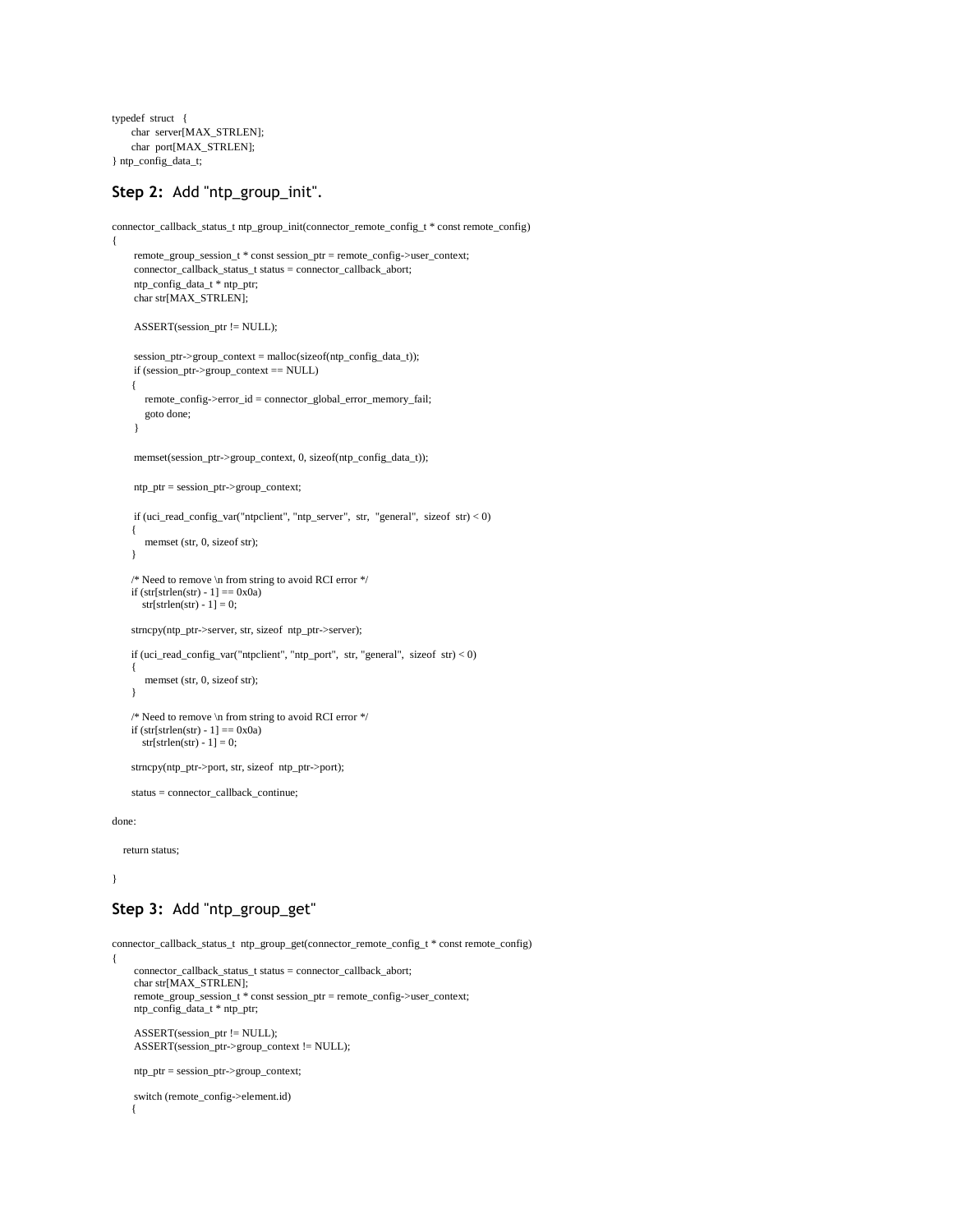```
typedef  struct   {
      char  server[MAX_STRLEN];
      char  port[MAX_STRLEN];
} ntp_config_data_t;
```

## Step 2:  Add "ntp_group_init".

```
connector_callback_status_t ntp_group_init(connector_remote_config_t * const remote_config)
{
       remote_group_session_t * const session_ptr = remote_config->user_context;
       connector_callback_status_t status = connector_callback_abort;
       ntp_config_data_t * ntp_ptr;
       char str[MAX_STRLEN];

       ASSERT(session_ptr != NULL);

       session_ptr->group_context = malloc(sizeof(ntp_config_data_t));
       if (session_ptr->group_context == NULL)
      {
           remote_config->error_id = connector_global_error_memory_fail;
           goto done;
       }

       memset(session_ptr->group_context, 0, sizeof(ntp_config_data_t));

       ntp_ptr = session_ptr->group_context;

       if (uci_read_config_var("ntpclient", "ntp_server",  str,  "general",  sizeof  str) < 0)
      {
           memset (str, 0, sizeof str);
      }

      /* Need to remove \n from string to avoid RCI error */
      if (str[strlen(str) - 1] == 0x0a)
          str[strlen(str) - 1] = 0;

      strncpy(ntp_ptr->server, str, sizeof  ntp_ptr->server);

      if (uci_read_config_var("ntpclient", "ntp_port",  str, "general",  sizeof  str) < 0)
      {
           memset (str, 0, sizeof str);
      }

      /* Need to remove \n from string to avoid RCI error */
      if (str[strlen(str) - 1] == 0x0a)
          str[strlen(str) - 1] = 0;

      strncpy(ntp_ptr->port, str, sizeof  ntp_ptr->port);

      status = connector_callback_continue;

done:

    return status;

}
```

## Step 3:  Add "ntp_group_get"

```
connector_callback_status_t  ntp_group_get(connector_remote_config_t * const remote_config)
{
       connector_callback_status_t status = connector_callback_abort;
       char str[MAX_STRLEN];
       remote_group_session_t * const session_ptr = remote_config->user_context;
       ntp_config_data_t * ntp_ptr;

       ASSERT(session_ptr != NULL);
       ASSERT(session_ptr->group_context != NULL);

       ntp_ptr = session_ptr->group_context;

       switch (remote_config->element.id)
      {
```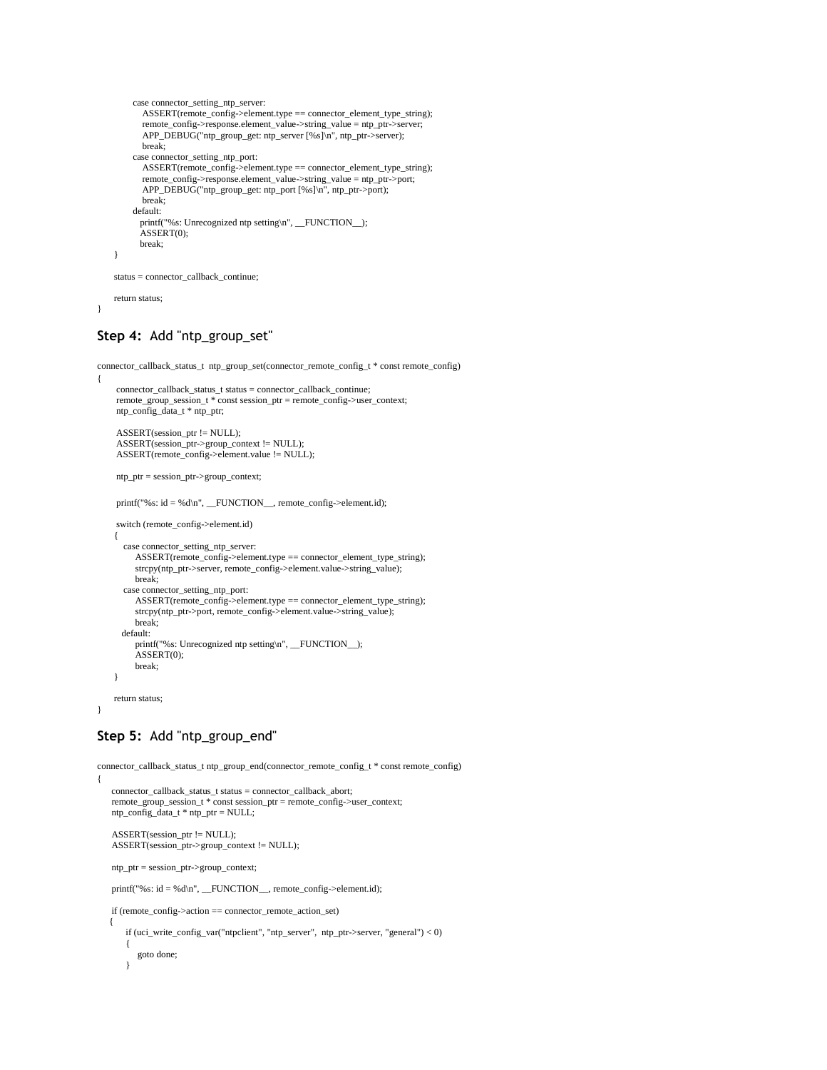```
            case connector_setting_ntp_server:
                ASSERT(remote_config->element.type == connector_element_type_string);
                remote_config->response.element_value->string_value = ntp_ptr->server;
                APP_DEBUG("ntp_group_get: ntp_server [%s]\n", ntp_ptr->server);
                break;
            case connector_setting_ntp_port:
                ASSERT(remote_config->element.type == connector_element_type_string);
                remote_config->response.element_value->string_value = ntp_ptr->port;
                APP_DEBUG("ntp_group_get: ntp_port [%s]\n", ntp_ptr->port);
                break;
            default:
               printf("%s: Unrecognized ntp setting\n", __FUNCTION__);
               ASSERT(0);
               break;
       }

       status = connector_callback_continue;

       return status;
}
```

## Step 4: Add "ntp_group_set"

```
connector_callback_status_t  ntp_group_set(connector_remote_config_t * const remote_config)
{
        connector_callback_status_t status = connector_callback_continue;
        remote_group_session_t * const session_ptr = remote_config->user_context;
        ntp_config_data_t * ntp_ptr;

        ASSERT(session_ptr != NULL);
        ASSERT(session_ptr->group_context != NULL);
        ASSERT(remote_config->element.value != NULL);

        ntp_ptr = session_ptr->group_context;


        printf("%s: id = %d\n", __FUNCTION__, remote_config->element.id);

        switch (remote_config->element.id)
       {
          case connector_setting_ntp_server:
               ASSERT(remote_config->element.type == connector_element_type_string);
               strcpy(ntp_ptr->server, remote_config->element.value->string_value);
               break;
          case connector_setting_ntp_port:
               ASSERT(remote_config->element.type == connector_element_type_string);
               strcpy(ntp_ptr->port, remote_config->element.value->string_value);
               break;
         default:
               printf("%s: Unrecognized ntp setting\n", __FUNCTION__);
               ASSERT(0);
               break;
       }

       return status;
}
```

## Step 5: Add "ntp_group_end"

```
connector_callback_status_t ntp_group_end(connector_remote_config_t * const remote_config)
{
     connector_callback_status_t status = connector_callback_abort;
     remote_group_session_t * const session_ptr = remote_config->user_context;
     ntp_config_data_t * ntp_ptr = NULL;

     ASSERT(session_ptr != NULL);
     ASSERT(session_ptr->group_context != NULL);

     ntp_ptr = session_ptr->group_context;

     printf("%s: id = %d\n", __FUNCTION__, remote_config->element.id);

     if (remote_config->action == connector_remote_action_set)
    {
          if (uci_write_config_var("ntpclient", "ntp_server",  ntp_ptr->server, "general") < 0)
          {
              goto done;
          }
```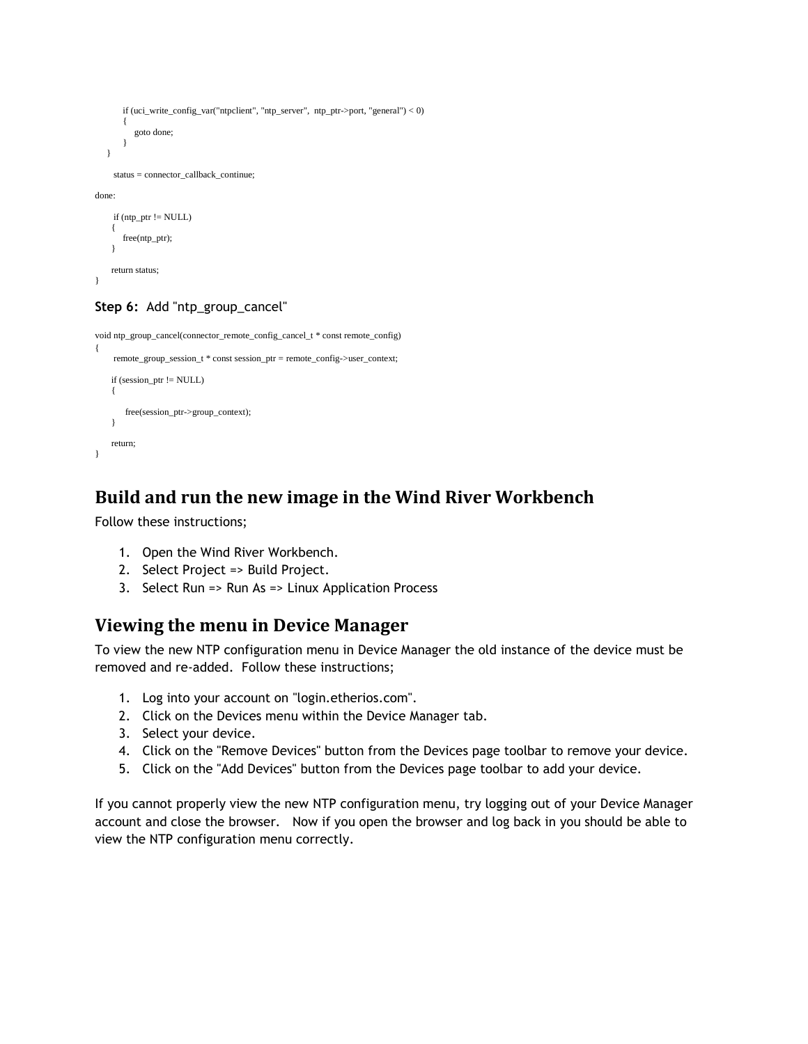```
        if (uci_write_config_var("ntpclient", "ntp_server",  ntp_ptr->port, "general") < 0)
        {
            goto done;
        }
    }

    status = connector_callback_continue;

done:

    if (ntp_ptr != NULL)
    {
        free(ntp_ptr);
    }

    return status;
}
```

**Step 6:** Add "ntp_group_cancel"

```
void ntp_group_cancel(connector_remote_config_cancel_t * const remote_config)
{
    remote_group_session_t * const session_ptr = remote_config->user_context;

    if (session_ptr != NULL)
    {

        free(session_ptr->group_context);
    }

    return;
}
```

## Build and run the new image in the Wind River Workbench

Follow these instructions;

1. Open the Wind River Workbench.
2. Select Project => Build Project.
3. Select Run => Run As => Linux Application Process

## Viewing the menu in Device Manager

To view the new NTP configuration menu in Device Manager the old instance of the device must be removed and re-added. Follow these instructions;

1. Log into your account on "login.etherios.com".
2. Click on the Devices menu within the Device Manager tab.
3. Select your device.
4. Click on the "Remove Devices" button from the Devices page toolbar to remove your device.
5. Click on the "Add Devices" button from the Devices page toolbar to add your device.

If you cannot properly view the new NTP configuration menu, try logging out of your Device Manager account and close the browser. Now if you open the browser and log back in you should be able to view the NTP configuration menu correctly.